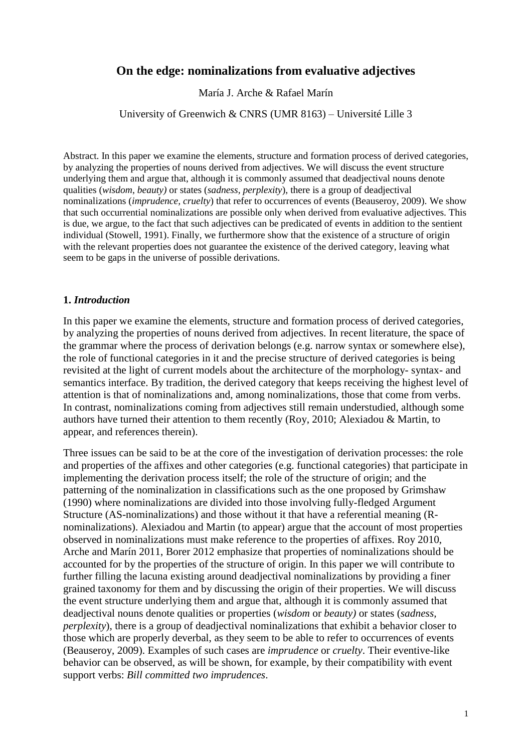# On the edge: nominalizations from evaluative adjectives

María J. Arche & Rafael Marín

University of Greenwich & CNRS (UMR 8163) – Université Lille 3

Abstract. In this paper we examine the elements, structure and formation process of derived categories, by analyzing the properties of nouns derived from adjectives. We will discuss the event structure underlying them and argue that, although it is commonly assumed that deadjectival nouns denote qualities (*wisdom, beauty)* or states (*sadness, perplexity*), there is a group of deadjectival nominalizations (*imprudence, cruelty*) that refer to occurrences of events (Beauseroy, 2009). We show that such occurrential nominalizations are possible only when derived from evaluative adjectives. This is due, we argue, to the fact that such adjectives can be predicated of events in addition to the sentient individual (Stowell, 1991). Finally, we furthermore show that the existence of a structure of origin with the relevant properties does not guarantee the existence of the derived category, leaving what seem to be gaps in the universe of possible derivations.

## 1. *Introduction*

In this paper we examine the elements, structure and formation process of derived categories, by analyzing the properties of nouns derived from adjectives. In recent literature, the space of the grammar where the process of derivation belongs (e.g. narrow syntax or somewhere else), the role of functional categories in it and the precise structure of derived categories is being revisited at the light of current models about the architecture of the morphology- syntax- and semantics interface. By tradition, the derived category that keeps receiving the highest level of attention is that of nominalizations and, among nominalizations, those that come from verbs. In contrast, nominalizations coming from adjectives still remain understudied, although some authors have turned their attention to them recently (Roy, 2010; Alexiadou & Martin, to appear, and references therein).

Three issues can be said to be at the core of the investigation of derivation processes: the role and properties of the affixes and other categories (e.g. functional categories) that participate in implementing the derivation process itself; the role of the structure of origin; and the patterning of the nominalization in classifications such as the one proposed by Grimshaw (1990) where nominalizations are divided into those involving fully-fledged Argument Structure (AS-nominalizations) and those without it that have a referential meaning (R-nominalizations). Alexiadou and Martin (to appear) argue that the account of most properties observed in nominalizations must make reference to the properties of affixes. Roy 2010, Arche and Marín 2011, Borer 2012 emphasize that properties of nominalizations should be accounted for by the properties of the structure of origin. In this paper we will contribute to further filling the lacuna existing around deadjectival nominalizations by providing a finer grained taxonomy for them and by discussing the origin of their properties. We will discuss the event structure underlying them and argue that, although it is commonly assumed that deadjectival nouns denote qualities or properties (*wisdom* or *beauty)* or states (*sadness, perplexity*), there is a group of deadjectival nominalizations that exhibit a behavior closer to those which are properly deverbal, as they seem to be able to refer to occurrences of events (Beauseroy, 2009). Examples of such cases are *imprudence* or *cruelty*. Their eventive-like behavior can be observed, as will be shown, for example, by their compatibility with event support verbs: *Bill committed two imprudences*.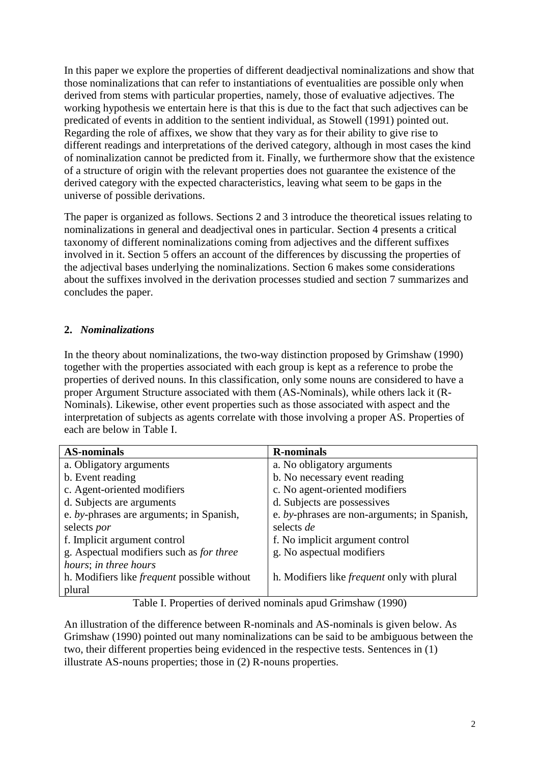In this paper we explore the properties of different deadjectival nominalizations and show that those nominalizations that can refer to instantiations of eventualities are possible only when derived from stems with particular properties, namely, those of evaluative adjectives. The working hypothesis we entertain here is that this is due to the fact that such adjectives can be predicated of events in addition to the sentient individual, as Stowell (1991) pointed out. Regarding the role of affixes, we show that they vary as for their ability to give rise to different readings and interpretations of the derived category, although in most cases the kind of nominalization cannot be predicted from it. Finally, we furthermore show that the existence of a structure of origin with the relevant properties does not guarantee the existence of the derived category with the expected characteristics, leaving what seem to be gaps in the universe of possible derivations.

The paper is organized as follows. Sections 2 and 3 introduce the theoretical issues relating to nominalizations in general and deadjectival ones in particular. Section 4 presents a critical taxonomy of different nominalizations coming from adjectives and the different suffixes involved in it. Section 5 offers an account of the differences by discussing the properties of the adjectival bases underlying the nominalizations. Section 6 makes some considerations about the suffixes involved in the derivation processes studied and section 7 summarizes and concludes the paper.

## 2. *Nominalizations*

In the theory about nominalizations, the two-way distinction proposed by Grimshaw (1990) together with the properties associated with each group is kept as a reference to probe the properties of derived nouns. In this classification, only some nouns are considered to have a proper Argument Structure associated with them (AS-Nominals), while others lack it (R-Nominals). Likewise, other event properties such as those associated with aspect and the interpretation of subjects as agents correlate with those involving a proper AS. Properties of each are below in Table I.

| AS-nominals | R-nominals |
|---|---|
| a. Obligatory arguments | a. No obligatory arguments |
| b. Event reading | b. No necessary event reading |
| c. Agent-oriented modifiers | c. No agent-oriented modifiers |
| d. Subjects are arguments | d. Subjects are possessives |
| e. *by*-phrases are arguments; in Spanish, selects *por* | e. *by*-phrases are non-arguments; in Spanish, selects *de* |
| f. Implicit argument control | f. No implicit argument control |
| g. Aspectual modifiers such as *for three hours*; *in three hours* | g. No aspectual modifiers |
| h. Modifiers like *frequent* possible without plural | h. Modifiers like *frequent* only with plural |

Table I. Properties of derived nominals apud Grimshaw (1990)

An illustration of the difference between R-nominals and AS-nominals is given below. As Grimshaw (1990) pointed out many nominalizations can be said to be ambiguous between the two, their different properties being evidenced in the respective tests. Sentences in (1) illustrate AS-nouns properties; those in (2) R-nouns properties.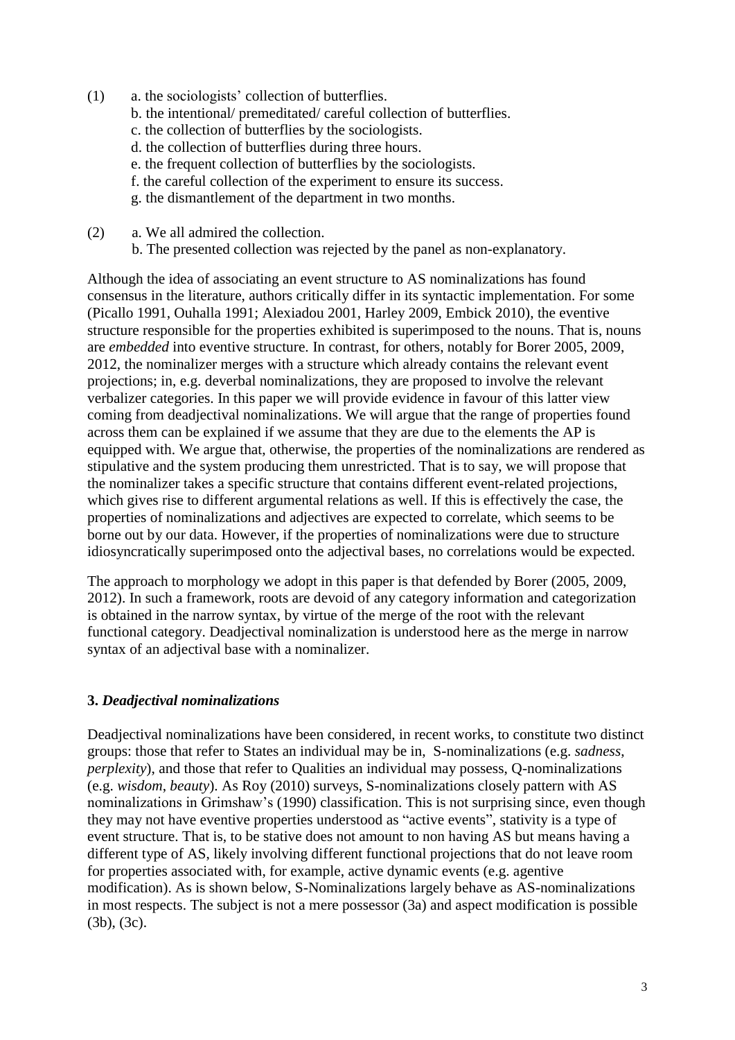(1) a. the sociologists' collection of butterflies.
    b. the intentional/ premeditated/ careful collection of butterflies.
    c. the collection of butterflies by the sociologists.
    d. the collection of butterflies during three hours.
    e. the frequent collection of butterflies by the sociologists.
    f. the careful collection of the experiment to ensure its success.
    g. the dismantlement of the department in two months.

(2) a. We all admired the collection.
    b. The presented collection was rejected by the panel as non-explanatory.

Although the idea of associating an event structure to AS nominalizations has found consensus in the literature, authors critically differ in its syntactic implementation. For some (Picallo 1991, Ouhalla 1991; Alexiadou 2001, Harley 2009, Embick 2010), the eventive structure responsible for the properties exhibited is superimposed to the nouns. That is, nouns are *embedded* into eventive structure. In contrast, for others, notably for Borer 2005, 2009, 2012, the nominalizer merges with a structure which already contains the relevant event projections; in, e.g. deverbal nominalizations, they are proposed to involve the relevant verbalizer categories. In this paper we will provide evidence in favour of this latter view coming from deadjectival nominalizations. We will argue that the range of properties found across them can be explained if we assume that they are due to the elements the AP is equipped with. We argue that, otherwise, the properties of the nominalizations are rendered as stipulative and the system producing them unrestricted. That is to say, we will propose that the nominalizer takes a specific structure that contains different event-related projections, which gives rise to different argumental relations as well. If this is effectively the case, the properties of nominalizations and adjectives are expected to correlate, which seems to be borne out by our data. However, if the properties of nominalizations were due to structure idiosyncratically superimposed onto the adjectival bases, no correlations would be expected.

The approach to morphology we adopt in this paper is that defended by Borer (2005, 2009, 2012). In such a framework, roots are devoid of any category information and categorization is obtained in the narrow syntax, by virtue of the merge of the root with the relevant functional category. Deadjectival nominalization is understood here as the merge in narrow syntax of an adjectival base with a nominalizer.

## 3. *Deadjectival nominalizations*

Deadjectival nominalizations have been considered, in recent works, to constitute two distinct groups: those that refer to States an individual may be in, S-nominalizations (e.g. *sadness*, *perplexity*), and those that refer to Qualities an individual may possess, Q-nominalizations (e.g. *wisdom*, *beauty*). As Roy (2010) surveys, S-nominalizations closely pattern with AS nominalizations in Grimshaw's (1990) classification. This is not surprising since, even though they may not have eventive properties understood as "active events", stativity is a type of event structure. That is, to be stative does not amount to non having AS but means having a different type of AS, likely involving different functional projections that do not leave room for properties associated with, for example, active dynamic events (e.g. agentive modification). As is shown below, S-Nominalizations largely behave as AS-nominalizations in most respects. The subject is not a mere possessor (3a) and aspect modification is possible (3b), (3c).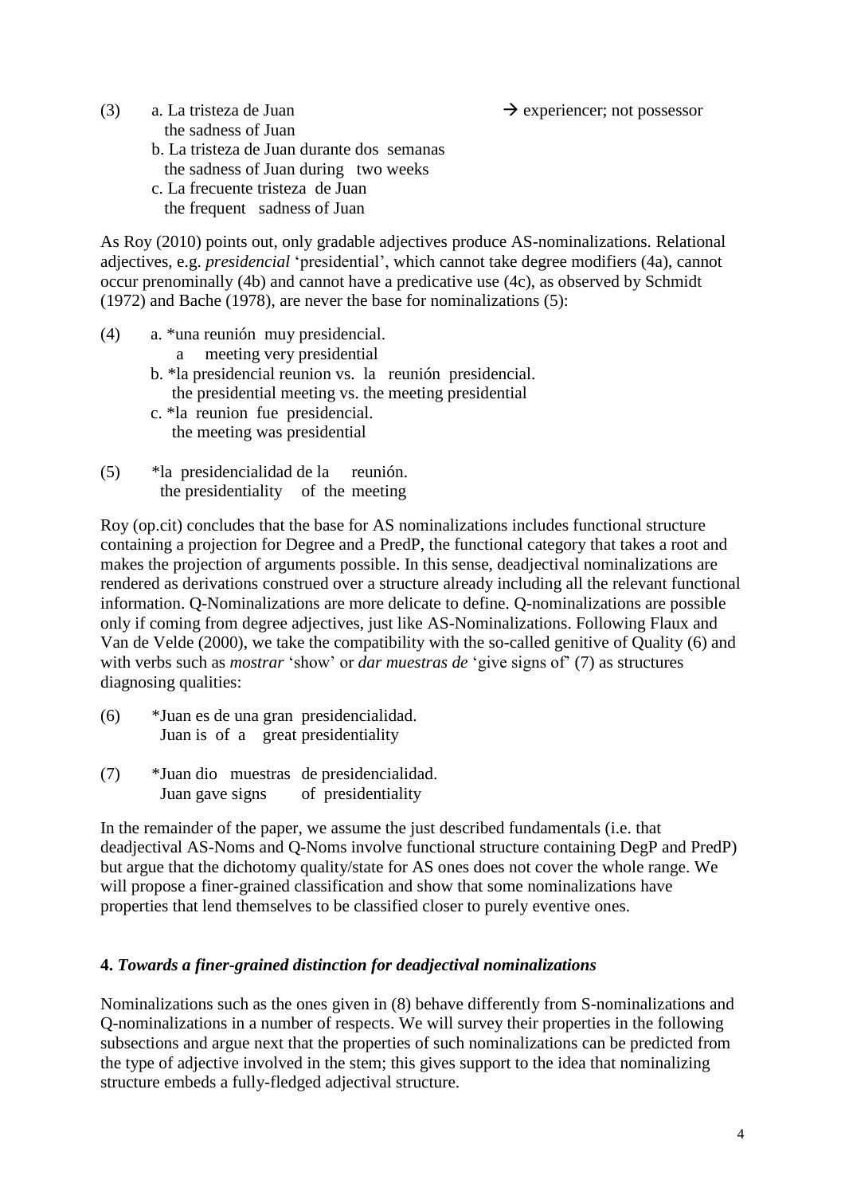(3) a. La tristeza de Juan → experiencer; not possessor
  the sadness of Juan
 b. La tristeza de Juan durante dos semanas
  the sadness of Juan during two weeks
 c. La frecuente tristeza de Juan
  the frequent sadness of Juan

As Roy (2010) points out, only gradable adjectives produce AS-nominalizations. Relational adjectives, e.g. *presidencial* 'presidential', which cannot take degree modifiers (4a), cannot occur prenominally (4b) and cannot have a predicative use (4c), as observed by Schmidt (1972) and Bache (1978), are never the base for nominalizations (5):

(4) a. *una reunión muy presidencial.
  a meeting very presidential
 b. *la presidencial reunion vs. la reunión presidencial.
  the presidential meeting vs. the meeting presidential
 c. *la reunion fue presidencial.
  the meeting was presidential

(5) *la presidencialidad de la reunión.
  the presidentiality of the meeting

Roy (op.cit) concludes that the base for AS nominalizations includes functional structure containing a projection for Degree and a PredP, the functional category that takes a root and makes the projection of arguments possible. In this sense, deadjectival nominalizations are rendered as derivations construed over a structure already including all the relevant functional information. Q-Nominalizations are more delicate to define. Q-nominalizations are possible only if coming from degree adjectives, just like AS-Nominalizations. Following Flaux and Van de Velde (2000), we take the compatibility with the so-called genitive of Quality (6) and with verbs such as *mostrar* 'show' or *dar muestras de* 'give signs of' (7) as structures diagnosing qualities:

(6) *Juan es de una gran presidencialidad.
  Juan is of a great presidentiality

(7) *Juan dio muestras de presidencialidad.
  Juan gave signs of presidentiality

In the remainder of the paper, we assume the just described fundamentals (i.e. that deadjectival AS-Noms and Q-Noms involve functional structure containing DegP and PredP) but argue that the dichotomy quality/state for AS ones does not cover the whole range. We will propose a finer-grained classification and show that some nominalizations have properties that lend themselves to be classified closer to purely eventive ones.

## 4. *Towards a finer-grained distinction for deadjectival nominalizations*

Nominalizations such as the ones given in (8) behave differently from S-nominalizations and Q-nominalizations in a number of respects. We will survey their properties in the following subsections and argue next that the properties of such nominalizations can be predicted from the type of adjective involved in the stem; this gives support to the idea that nominalizing structure embeds a fully-fledged adjectival structure.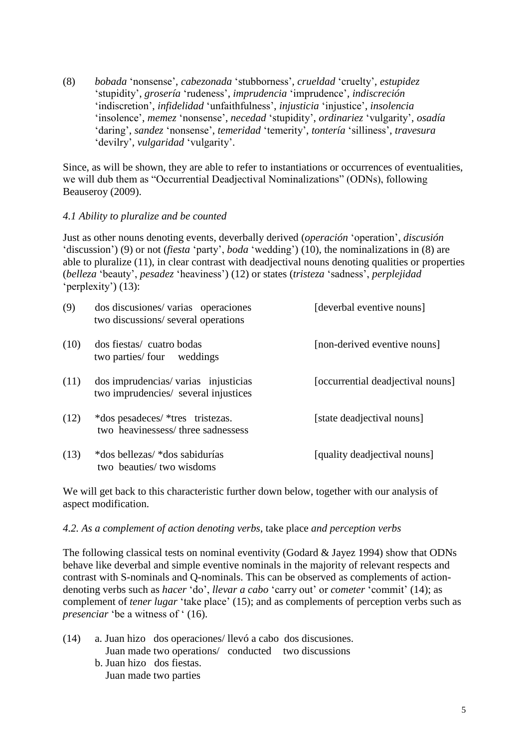(8) *bobada* 'nonsense', *cabezonada* 'stubborness', *crueldad* 'cruelty', *estupidez* 'stupidity', *grosería* 'rudeness', *imprudencia* 'imprudence', *indiscreción* 'indiscretion', *infidelidad* 'unfaithfulness', *injusticia* 'injustice', *insolencia* 'insolence', *memez* 'nonsense', *necedad* 'stupidity', *ordinariez* 'vulgarity', *osadía* 'daring', *sandez* 'nonsense', *temeridad* 'temerity', *tontería* 'silliness', *travesura* 'devilry', *vulgaridad* 'vulgarity'.

Since, as will be shown, they are able to refer to instantiations or occurrences of eventualities, we will dub them as "Occurrential Deadjectival Nominalizations" (ODNs), following Beauseroy (2009).

### *4.1 Ability to pluralize and be counted*

Just as other nouns denoting events, deverbally derived (*operación* 'operation', *discusión* 'discussion') (9) or not (*fiesta* 'party', *boda* 'wedding') (10), the nominalizations in (8) are able to pluralize (11), in clear contrast with deadjectival nouns denoting qualities or properties (*belleza* 'beauty', *pesadez* 'heaviness') (12) or states (*tristeza* 'sadness', *perplejidad* 'perplexity') (13):

(9) dos discusiones/ varias operaciones [deverbal eventive nouns]
two discussions/ several operations

(10) dos fiestas/ cuatro bodas [non-derived eventive nouns]
two parties/ four weddings

(11) dos imprudencias/ varias injusticias [occurrential deadjectival nouns]
two imprudencies/ several injustices

(12) *dos pesadeces/ *tres tristezas. [state deadjectival nouns]
two heavinessess/ three sadnessess

(13) *dos bellezas/ *dos sabidurías [quality deadjectival nouns]
two beauties/ two wisdoms

We will get back to this characteristic further down below, together with our analysis of aspect modification.

### *4.2. As a complement of action denoting verbs*, take place *and perception verbs*

The following classical tests on nominal eventivity (Godard & Jayez 1994) show that ODNs behave like deverbal and simple eventive nominals in the majority of relevant respects and contrast with S-nominals and Q-nominals. This can be observed as complements of action-denoting verbs such as *hacer* 'do', *llevar a cabo* 'carry out' or *cometer* 'commit' (14); as complement of *tener lugar* 'take place' (15); and as complements of perception verbs such as *presenciar* 'be a witness of ' (16).

(14) a. Juan hizo dos operaciones/ llevó a cabo dos discusiones.
Juan made two operations/ conducted two discussions
b. Juan hizo dos fiestas.
Juan made two parties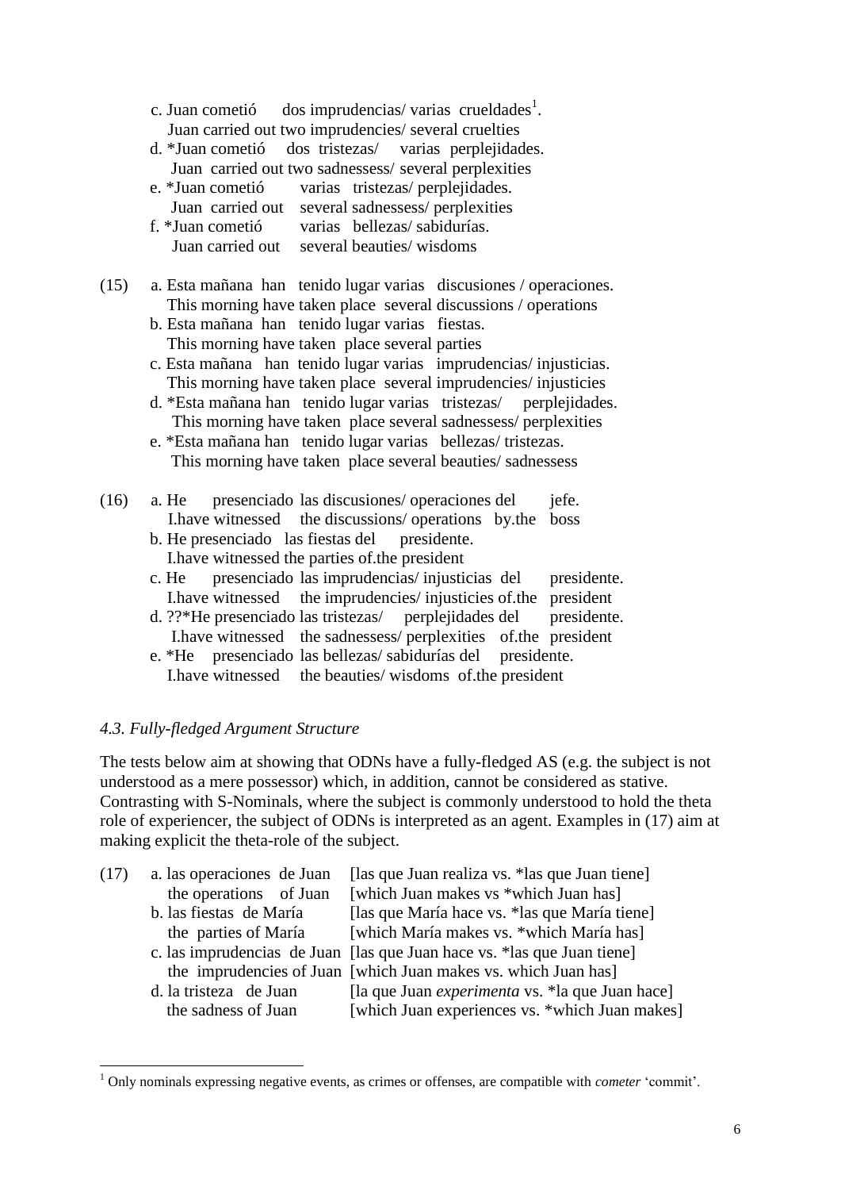c. Juan cometió dos imprudencias/ varias crueldades[1].
   Juan carried out two imprudencies/ several cruelties
d. *Juan cometió dos tristezas/ varias perplejidades.
   Juan carried out two sadnessess/ several perplexities
e. *Juan cometió varias tristezas/ perplejidades.
   Juan carried out several sadnessess/ perplexities
f. *Juan cometió varias bellezas/ sabidurías.
   Juan carried out several beauties/ wisdoms

(15) a. Esta mañana han tenido lugar varias discusiones / operaciones.
   This morning have taken place several discussions / operations
b. Esta mañana han tenido lugar varias fiestas.
   This morning have taken place several parties
c. Esta mañana han tenido lugar varias imprudencias/ injusticias.
   This morning have taken place several imprudencies/ injusticies
d. *Esta mañana han tenido lugar varias tristezas/ perplejidades.
   This morning have taken place several sadnessess/ perplexities
e. *Esta mañana han tenido lugar varias bellezas/ tristezas.
   This morning have taken place several beauties/ sadnessess

(16) a. He presenciado las discusiones/ operaciones del jefe.
   I.have witnessed the discussions/ operations by.the boss
b. He presenciado las fiestas del presidente.
   I.have witnessed the parties of.the president
c. He presenciado las imprudencias/ injusticias del presidente.
   I.have witnessed the imprudencies/ injusticies of.the president
d. ??*He presenciado las tristezas/ perplejidades del presidente.
   I.have witnessed the sadnessess/ perplexities of.the president
e. *He presenciado las bellezas/ sabidurías del presidente.
   I.have witnessed the beauties/ wisdoms of.the president

### *4.3. Fully-fledged Argument Structure*

The tests below aim at showing that ODNs have a fully-fledged AS (e.g. the subject is not understood as a mere possessor) which, in addition, cannot be considered as stative. Contrasting with S-Nominals, where the subject is commonly understood to hold the theta role of experiencer, the subject of ODNs is interpreted as an agent. Examples in (17) aim at making explicit the theta-role of the subject.

(17) a. las operaciones de Juan [las que Juan realiza vs. *las que Juan tiene]
   the operations of Juan [which Juan makes vs *which Juan has]
b. las fiestas de María [las que María hace vs. *las que María tiene]
   the parties of María [which María makes vs. *which María has]
c. las imprudencias de Juan [las que Juan hace vs. *las que Juan tiene]
   the imprudencies of Juan [which Juan makes vs. which Juan has]
d. la tristeza de Juan [la que Juan *experimenta* vs. *la que Juan hace]
   the sadness of Juan [which Juan experiences vs. *which Juan makes]

[1] Only nominals expressing negative events, as crimes or offenses, are compatible with *cometer* 'commit'.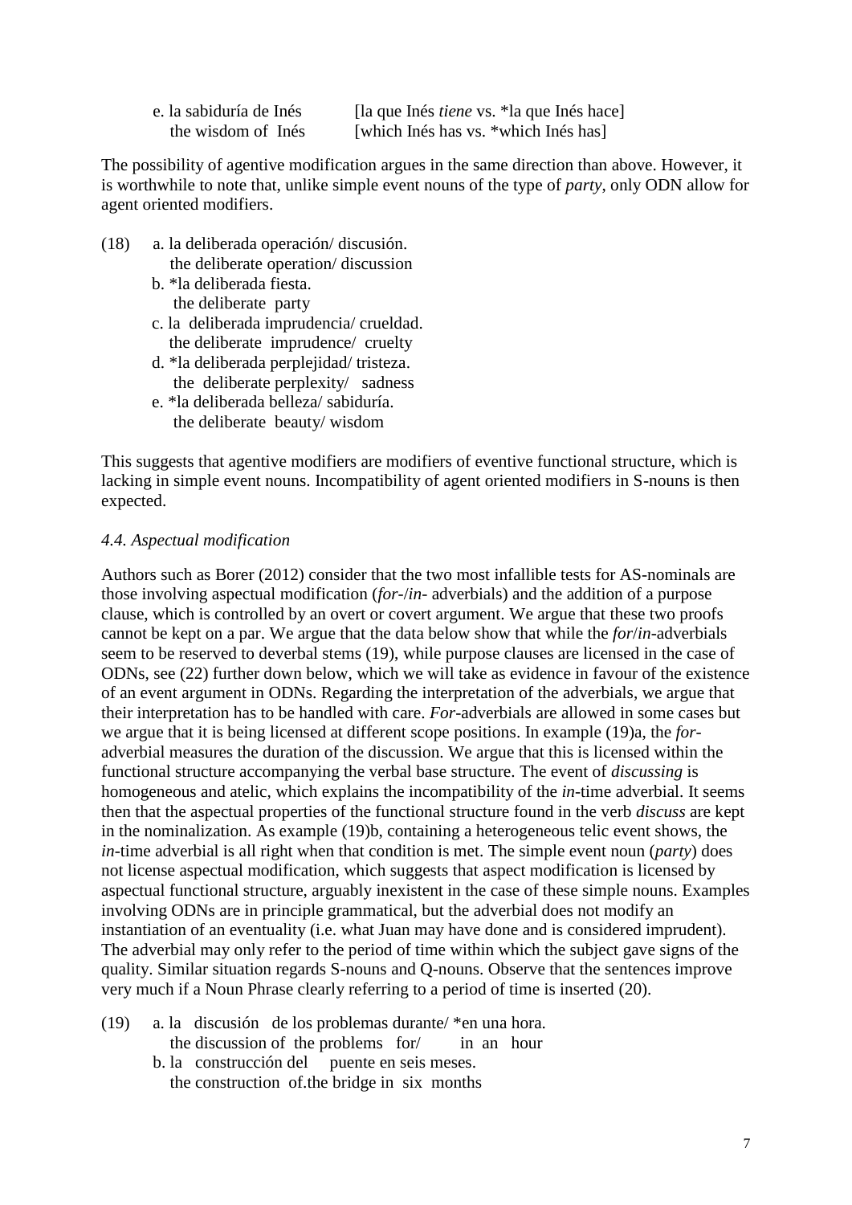e. la sabiduría de Inés [la que Inés *tiene* vs. *la que Inés hace]
   the wisdom of Inés [which Inés has vs. *which Inés has]

The possibility of agentive modification argues in the same direction than above. However, it is worthwhile to note that, unlike simple event nouns of the type of *party*, only ODN allow for agent oriented modifiers.

(18) a. la deliberada operación/ discusión.
       the deliberate operation/ discussion
     b. *la deliberada fiesta.
       the deliberate party
     c. la deliberada imprudencia/ crueldad.
       the deliberate imprudence/ cruelty
     d. *la deliberada perplejidad/ tristeza.
       the deliberate perplexity/ sadness
     e. *la deliberada belleza/ sabiduría.
       the deliberate beauty/ wisdom

This suggests that agentive modifiers are modifiers of eventive functional structure, which is lacking in simple event nouns. Incompatibility of agent oriented modifiers in S-nouns is then expected.

*4.4. Aspectual modification*

Authors such as Borer (2012) consider that the two most infallible tests for AS-nominals are those involving aspectual modification (*for*-/*in*- adverbials) and the addition of a purpose clause, which is controlled by an overt or covert argument. We argue that these two proofs cannot be kept on a par. We argue that the data below show that while the *for*/*in*-adverbials seem to be reserved to deverbal stems (19), while purpose clauses are licensed in the case of ODNs, see (22) further down below, which we will take as evidence in favour of the existence of an event argument in ODNs. Regarding the interpretation of the adverbials, we argue that their interpretation has to be handled with care. *For*-adverbials are allowed in some cases but we argue that it is being licensed at different scope positions. In example (19)a, the *for*-adverbial measures the duration of the discussion. We argue that this is licensed within the functional structure accompanying the verbal base structure. The event of *discussing* is homogeneous and atelic, which explains the incompatibility of the *in*-time adverbial. It seems then that the aspectual properties of the functional structure found in the verb *discuss* are kept in the nominalization. As example (19)b, containing a heterogeneous telic event shows, the *in*-time adverbial is all right when that condition is met. The simple event noun (*party*) does not license aspectual modification, which suggests that aspect modification is licensed by aspectual functional structure, arguably inexistent in the case of these simple nouns. Examples involving ODNs are in principle grammatical, but the adverbial does not modify an instantiation of an eventuality (i.e. what Juan may have done and is considered imprudent). The adverbial may only refer to the period of time within which the subject gave signs of the quality. Similar situation regards S-nouns and Q-nouns. Observe that the sentences improve very much if a Noun Phrase clearly referring to a period of time is inserted (20).

(19) a. la discusión de los problemas durante/ *en una hora.
       the discussion of the problems for/ in an hour
     b. la construcción del puente en seis meses.
       the construction of.the bridge in six months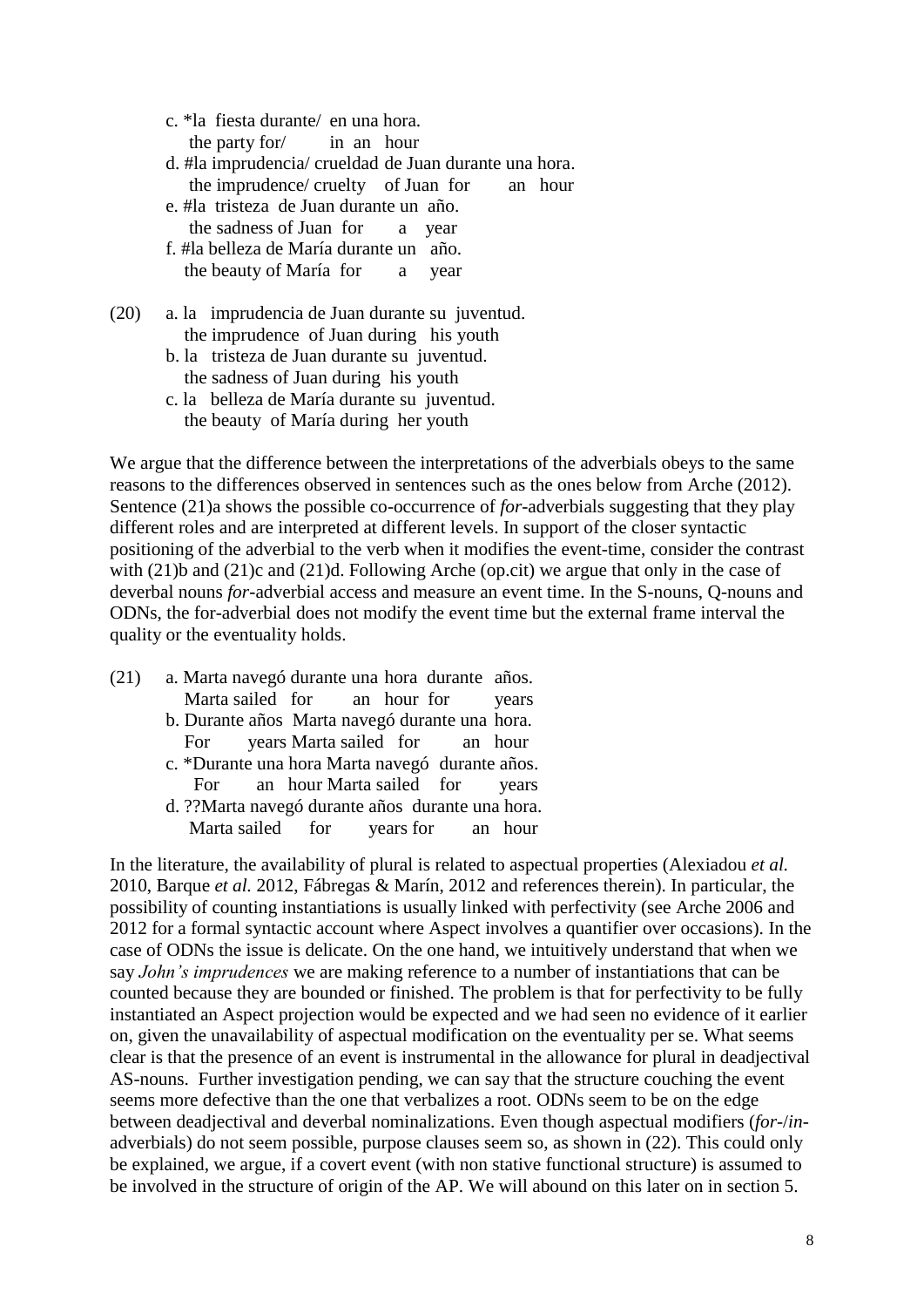c. *la fiesta durante/ en una hora.
   the party for/ in an hour
d. #la imprudencia/ crueldad de Juan durante una hora.
   the imprudence/ cruelty of Juan for an hour
e. #la tristeza de Juan durante un año.
   the sadness of Juan for a year
f. #la belleza de María durante un año.
   the beauty of María for a year

(20) a. la imprudencia de Juan durante su juventud.
   the imprudence of Juan during his youth
b. la tristeza de Juan durante su juventud.
   the sadness of Juan during his youth
c. la belleza de María durante su juventud.
   the beauty of María during her youth

We argue that the difference between the interpretations of the adverbials obeys to the same reasons to the differences observed in sentences such as the ones below from Arche (2012). Sentence (21)a shows the possible co-occurrence of *for*-adverbials suggesting that they play different roles and are interpreted at different levels. In support of the closer syntactic positioning of the adverbial to the verb when it modifies the event-time, consider the contrast with (21)b and (21)c and (21)d. Following Arche (op.cit) we argue that only in the case of deverbal nouns *for*-adverbial access and measure an event time. In the S-nouns, Q-nouns and ODNs, the for-adverbial does not modify the event time but the external frame interval the quality or the eventuality holds.

(21) a. Marta navegó durante una hora durante años.
   Marta sailed for an hour for years
b. Durante años Marta navegó durante una hora.
   For years Marta sailed for an hour
c. *Durante una hora Marta navegó durante años.
   For an hour Marta sailed for years
d. ??Marta navegó durante años durante una hora.
   Marta sailed for years for an hour

In the literature, the availability of plural is related to aspectual properties (Alexiadou *et al.* 2010, Barque *et al.* 2012, Fábregas & Marín, 2012 and references therein). In particular, the possibility of counting instantiations is usually linked with perfectivity (see Arche 2006 and 2012 for a formal syntactic account where Aspect involves a quantifier over occasions). In the case of ODNs the issue is delicate. On the one hand, we intuitively understand that when we say *John's imprudences* we are making reference to a number of instantiations that can be counted because they are bounded or finished. The problem is that for perfectivity to be fully instantiated an Aspect projection would be expected and we had seen no evidence of it earlier on, given the unavailability of aspectual modification on the eventuality per se. What seems clear is that the presence of an event is instrumental in the allowance for plural in deadjectival AS-nouns. Further investigation pending, we can say that the structure couching the event seems more defective than the one that verbalizes a root. ODNs seem to be on the edge between deadjectival and deverbal nominalizations. Even though aspectual modifiers (*for*-/*in*-adverbials) do not seem possible, purpose clauses seem so, as shown in (22). This could only be explained, we argue, if a covert event (with non stative functional structure) is assumed to be involved in the structure of origin of the AP. We will abound on this later on in section 5.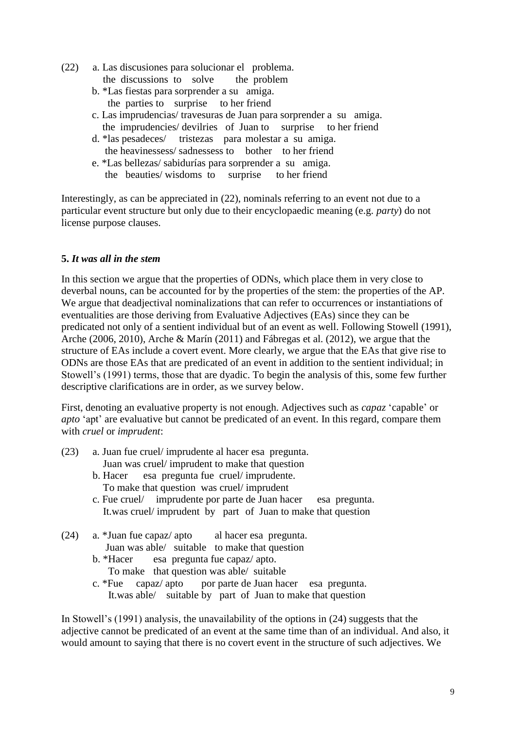(22) a. Las discusiones para solucionar el problema.
   the discussions to solve the problem
  b. *Las fiestas para sorprender a su amiga.
   the parties to surprise to her friend
  c. Las imprudencias/ travesuras de Juan para sorprender a su amiga.
   the imprudencies/ devilries of Juan to surprise to her friend
  d. *las pesadeces/ tristezas para molestar a su amiga.
   the heavinessess/ sadnessess to bother to her friend
  e. *Las bellezas/ sabidurías para sorprender a su amiga.
   the beauties/ wisdoms to surprise to her friend

Interestingly, as can be appreciated in (22), nominals referring to an event not due to a particular event structure but only due to their encyclopaedic meaning (e.g. *party*) do not license purpose clauses.

## 5. *It was all in the stem*

In this section we argue that the properties of ODNs, which place them in very close to deverbal nouns, can be accounted for by the properties of the stem: the properties of the AP. We argue that deadjectival nominalizations that can refer to occurrences or instantiations of eventualities are those deriving from Evaluative Adjectives (EAs) since they can be predicated not only of a sentient individual but of an event as well. Following Stowell (1991), Arche (2006, 2010), Arche & Marín (2011) and Fábregas et al. (2012), we argue that the structure of EAs include a covert event. More clearly, we argue that the EAs that give rise to ODNs are those EAs that are predicated of an event in addition to the sentient individual; in Stowell's (1991) terms, those that are dyadic. To begin the analysis of this, some few further descriptive clarifications are in order, as we survey below.

First, denoting an evaluative property is not enough. Adjectives such as *capaz* 'capable' or *apto* 'apt' are evaluative but cannot be predicated of an event. In this regard, compare them with *cruel* or *imprudent*:

(23) a. Juan fue cruel/ imprudente al hacer esa pregunta.
   Juan was cruel/ imprudent to make that question
  b. Hacer esa pregunta fue cruel/ imprudente.
   To make that question was cruel/ imprudent
  c. Fue cruel/ imprudente por parte de Juan hacer esa pregunta.
   It.was cruel/ imprudent by part of Juan to make that question

(24) a. *Juan fue capaz/ apto al hacer esa pregunta.
   Juan was able/ suitable to make that question
  b. *Hacer esa pregunta fue capaz/ apto.
   To make that question was able/ suitable
  c. *Fue capaz/ apto por parte de Juan hacer esa pregunta.
   It.was able/ suitable by part of Juan to make that question

In Stowell's (1991) analysis, the unavailability of the options in (24) suggests that the adjective cannot be predicated of an event at the same time than of an individual. And also, it would amount to saying that there is no covert event in the structure of such adjectives. We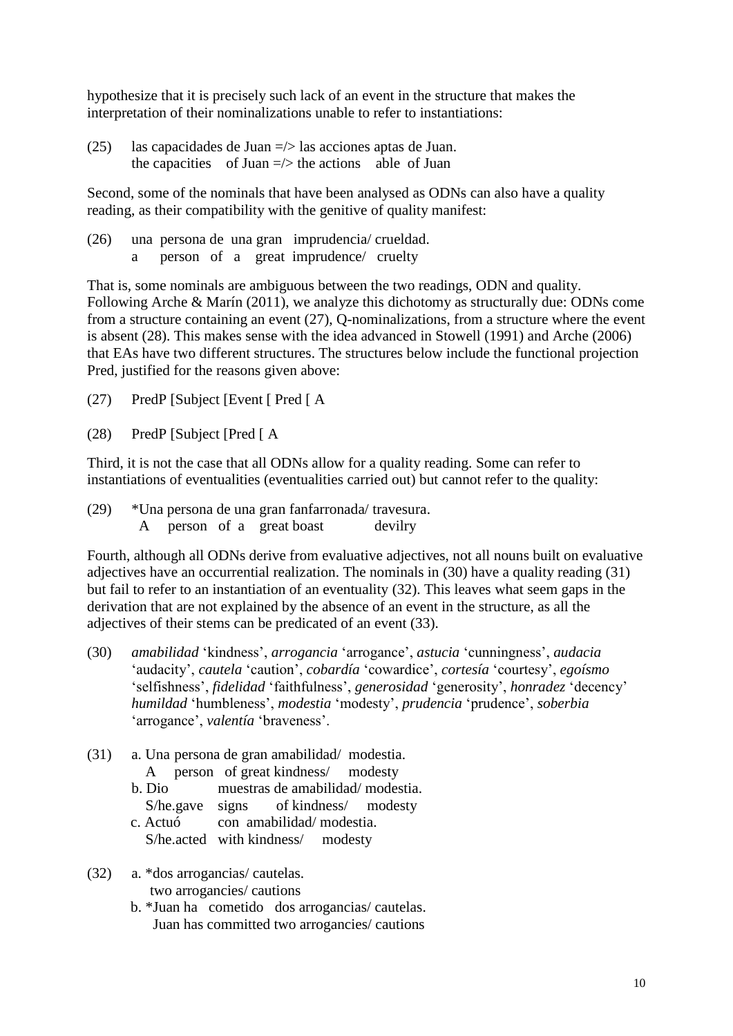hypothesize that it is precisely such lack of an event in the structure that makes the interpretation of their nominalizations unable to refer to instantiations:

(25) las capacidades de Juan =/> las acciones aptas de Juan.
 the capacities of Juan =/> the actions able of Juan

Second, some of the nominals that have been analysed as ODNs can also have a quality reading, as their compatibility with the genitive of quality manifest:

(26) una persona de una gran imprudencia/ crueldad.
 a person of a great imprudence/ cruelty

That is, some nominals are ambiguous between the two readings, ODN and quality. Following Arche & Marín (2011), we analyze this dichotomy as structurally due: ODNs come from a structure containing an event (27), Q-nominalizations, from a structure where the event is absent (28). This makes sense with the idea advanced in Stowell (1991) and Arche (2006) that EAs have two different structures. The structures below include the functional projection Pred, justified for the reasons given above:

(27) PredP [Subject [Event [ Pred [ A

(28) PredP [Subject [Pred [ A

Third, it is not the case that all ODNs allow for a quality reading. Some can refer to instantiations of eventualities (eventualities carried out) but cannot refer to the quality:

(29) *Una persona de una gran fanfarronada/ travesura.
 A person of a great boast devilry

Fourth, although all ODNs derive from evaluative adjectives, not all nouns built on evaluative adjectives have an occurrential realization. The nominals in (30) have a quality reading (31) but fail to refer to an instantiation of an eventuality (32). This leaves what seem gaps in the derivation that are not explained by the absence of an event in the structure, as all the adjectives of their stems can be predicated of an event (33).

(30) *amabilidad* 'kindness', *arrogancia* 'arrogance', *astucia* 'cunningness', *audacia* 'audacity', *cautela* 'caution', *cobardía* 'cowardice', *cortesía* 'courtesy', *egoísmo* 'selfishness', *fidelidad* 'faithfulness', *generosidad* 'generosity', *honradez* 'decency' *humildad* 'humbleness', *modestia* 'modesty', *prudencia* 'prudence', *soberbia* 'arrogance', *valentía* 'braveness'.

(31) a. Una persona de gran amabilidad/ modestia.
 A person of great kindness/ modesty
 b. Dio muestras de amabilidad/ modestia.
 S/he.gave signs of kindness/ modesty
 c. Actuó con amabilidad/ modestia.
 S/he.acted with kindness/ modesty

(32) a. *dos arrogancias/ cautelas.
 two arrogancies/ cautions
 b. *Juan ha cometido dos arrogancias/ cautelas.
 Juan has committed two arrogancies/ cautions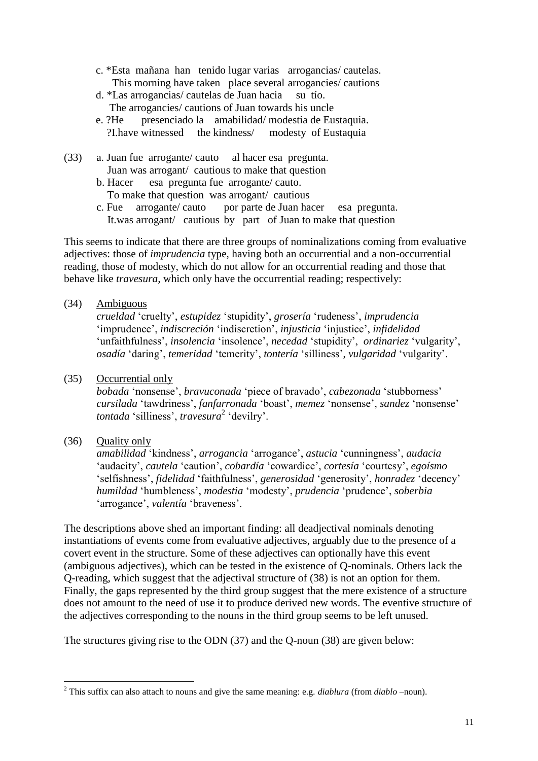c. *Esta mañana han tenido lugar varias arrogancias/ cautelas.
 This morning have taken place several arrogancies/ cautions

d. *Las arrogancias/ cautelas de Juan hacia su tío.
 The arrogancies/ cautions of Juan towards his uncle

e. ?He presenciado la amabilidad/ modestia de Eustaquia.
 ?I.have witnessed the kindness/ modesty of Eustaquia

(33) a. Juan fue arrogante/ cauto al hacer esa pregunta.
 Juan was arrogant/ cautious to make that question

b. Hacer esa pregunta fue arrogante/ cauto.
 To make that question was arrogant/ cautious

c. Fue arrogante/ cauto por parte de Juan hacer esa pregunta.
 It.was arrogant/ cautious by part of Juan to make that question

This seems to indicate that there are three groups of nominalizations coming from evaluative adjectives: those of *imprudencia* type, having both an occurrential and a non-occurrential reading, those of modesty, which do not allow for an occurrential reading and those that behave like *travesura,* which only have the occurrential reading; respectively:

(34) Ambiguous
*crueldad* 'cruelty', *estupidez* 'stupidity', *grosería* 'rudeness', *imprudencia* 'imprudence', *indiscreción* 'indiscretion', *injusticia* 'injustice', *infidelidad* 'unfaithfulness', *insolencia* 'insolence', *necedad* 'stupidity', *ordinariez* 'vulgarity', *osadía* 'daring', *temeridad* 'temerity', *tontería* 'silliness', *vulgaridad* 'vulgarity'.

(35) Occurrential only
*bobada* 'nonsense', *bravuconada* 'piece of bravado', *cabezonada* 'stubborness' *cursilada* 'tawdriness', *fanfarronada* 'boast', *memez* 'nonsense', *sandez* 'nonsense' *tontada* 'silliness', *travesura*[2] 'devilry'.

(36) Quality only
*amabilidad* 'kindness', *arrogancia* 'arrogance', *astucia* 'cunningness', *audacia* 'audacity', *cautela* 'caution', *cobardía* 'cowardice', *cortesía* 'courtesy', *egoísmo* 'selfishness', *fidelidad* 'faithfulness', *generosidad* 'generosity', *honradez* 'decency' *humildad* 'humbleness', *modestia* 'modesty', *prudencia* 'prudence', *soberbia* 'arrogance', *valentía* 'braveness'.

The descriptions above shed an important finding: all deadjectival nominals denoting instantiations of events come from evaluative adjectives, arguably due to the presence of a covert event in the structure. Some of these adjectives can optionally have this event (ambiguous adjectives), which can be tested in the existence of Q-nominals. Others lack the Q-reading, which suggest that the adjectival structure of (38) is not an option for them. Finally, the gaps represented by the third group suggest that the mere existence of a structure does not amount to the need of use it to produce derived new words. The eventive structure of the adjectives corresponding to the nouns in the third group seems to be left unused.

The structures giving rise to the ODN (37) and the Q-noun (38) are given below:

---

[2] This suffix can also attach to nouns and give the same meaning: e.g. *diablura* (from *diablo* –noun).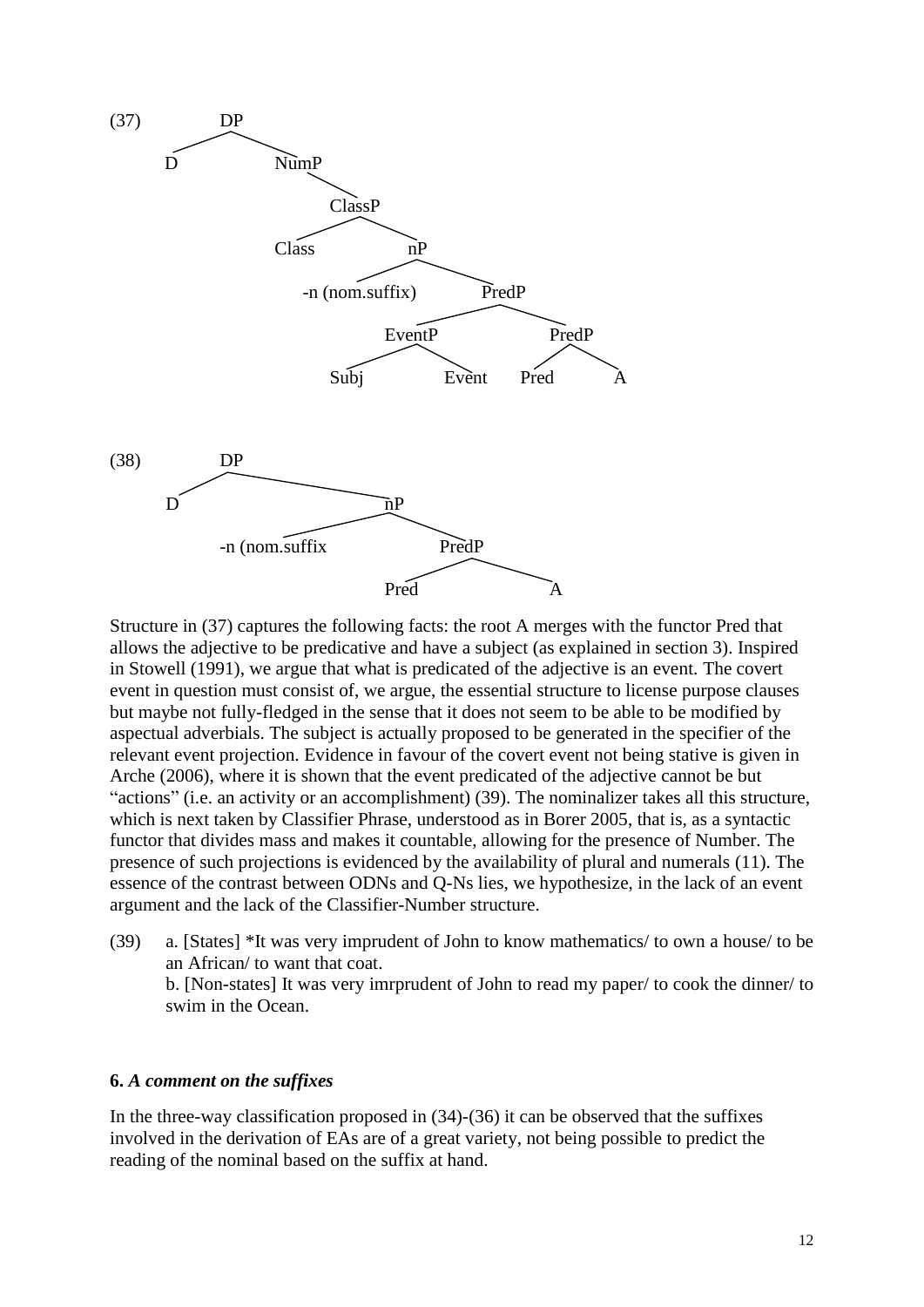(37)

```
DP
├── D
└── NumP
    └── ClassP
        ├── Class
        └── nP
            ├── -n (nom.suffix)
            └── PredP
                ├── EventP
                │   ├── Subj
                │   └── Event
                └── PredP
                    ├── Pred
                    └── A
```

(38)

```
DP
├── D
└── nP
    ├── -n (nom.suffix
    └── PredP
        ├── Pred
        └── A
```

Structure in (37) captures the following facts: the root A merges with the functor Pred that allows the adjective to be predicative and have a subject (as explained in section 3). Inspired in Stowell (1991), we argue that what is predicated of the adjective is an event. The covert event in question must consist of, we argue, the essential structure to license purpose clauses but maybe not fully-fledged in the sense that it does not seem to be able to be modified by aspectual adverbials. The subject is actually proposed to be generated in the specifier of the relevant event projection. Evidence in favour of the covert event not being stative is given in Arche (2006), where it is shown that the event predicated of the adjective cannot be but "actions" (i.e. an activity or an accomplishment) (39). The nominalizer takes all this structure, which is next taken by Classifier Phrase, understood as in Borer 2005, that is, as a syntactic functor that divides mass and makes it countable, allowing for the presence of Number. The presence of such projections is evidenced by the availability of plural and numerals (11). The essence of the contrast between ODNs and Q-Ns lies, we hypothesize, in the lack of an event argument and the lack of the Classifier-Number structure.

(39) a. [States] *It was very imprudent of John to know mathematics/ to own a house/ to be an African/ to want that coat.
b. [Non-states] It was very imrprudent of John to read my paper/ to cook the dinner/ to swim in the Ocean.

**6.** ***A comment on the suffixes***

In the three-way classification proposed in (34)-(36) it can be observed that the suffixes involved in the derivation of EAs are of a great variety, not being possible to predict the reading of the nominal based on the suffix at hand.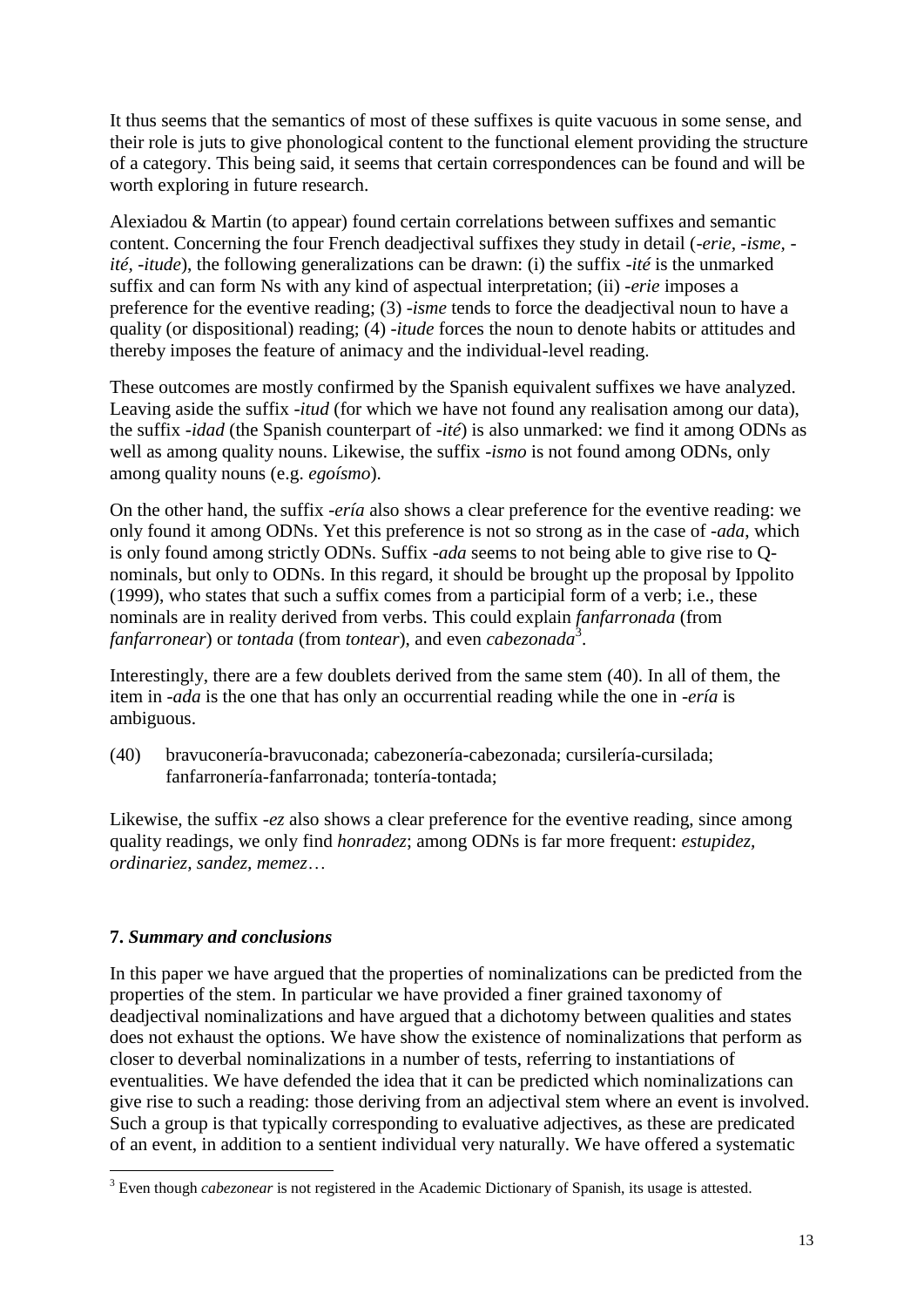It thus seems that the semantics of most of these suffixes is quite vacuous in some sense, and their role is juts to give phonological content to the functional element providing the structure of a category. This being said, it seems that certain correspondences can be found and will be worth exploring in future research.

Alexiadou & Martin (to appear) found certain correlations between suffixes and semantic content. Concerning the four French deadjectival suffixes they study in detail (*-erie, -isme, -ité, -itude*), the following generalizations can be drawn: (i) the suffix *-ité* is the unmarked suffix and can form Ns with any kind of aspectual interpretation; (ii) *-erie* imposes a preference for the eventive reading; (3) *-isme* tends to force the deadjectival noun to have a quality (or dispositional) reading; (4) *-itude* forces the noun to denote habits or attitudes and thereby imposes the feature of animacy and the individual-level reading.

These outcomes are mostly confirmed by the Spanish equivalent suffixes we have analyzed. Leaving aside the suffix *-itud* (for which we have not found any realisation among our data), the suffix *-idad* (the Spanish counterpart of *-ité*) is also unmarked: we find it among ODNs as well as among quality nouns. Likewise, the suffix *-ismo* is not found among ODNs, only among quality nouns (e.g. *egoísmo*).

On the other hand, the suffix *-ería* also shows a clear preference for the eventive reading: we only found it among ODNs. Yet this preference is not so strong as in the case of *-ada*, which is only found among strictly ODNs. Suffix *-ada* seems to not being able to give rise to Q-nominals, but only to ODNs. In this regard, it should be brought up the proposal by Ippolito (1999), who states that such a suffix comes from a participial form of a verb; i.e., these nominals are in reality derived from verbs. This could explain *fanfarronada* (from *fanfarronear*) or *tontada* (from *tontear*), and even *cabezonada*[3].

Interestingly, there are a few doublets derived from the same stem (40). In all of them, the item in *-ada* is the one that has only an occurrential reading while the one in *-ería* is ambiguous.

(40) bravuconería-bravuconada; cabezonería-cabezonada; cursilería-cursilada; fanfarronería-fanfarronada; tontería-tontada;

Likewise, the suffix *-ez* also shows a clear preference for the eventive reading, since among quality readings, we only find *honradez*; among ODNs is far more frequent: *estupidez, ordinariez, sandez, memez*…

## 7. *Summary and conclusions*

In this paper we have argued that the properties of nominalizations can be predicted from the properties of the stem. In particular we have provided a finer grained taxonomy of deadjectival nominalizations and have argued that a dichotomy between qualities and states does not exhaust the options. We have show the existence of nominalizations that perform as closer to deverbal nominalizations in a number of tests, referring to instantiations of eventualities. We have defended the idea that it can be predicted which nominalizations can give rise to such a reading: those deriving from an adjectival stem where an event is involved. Such a group is that typically corresponding to evaluative adjectives, as these are predicated of an event, in addition to a sentient individual very naturally. We have offered a systematic

[3] Even though *cabezonear* is not registered in the Academic Dictionary of Spanish, its usage is attested.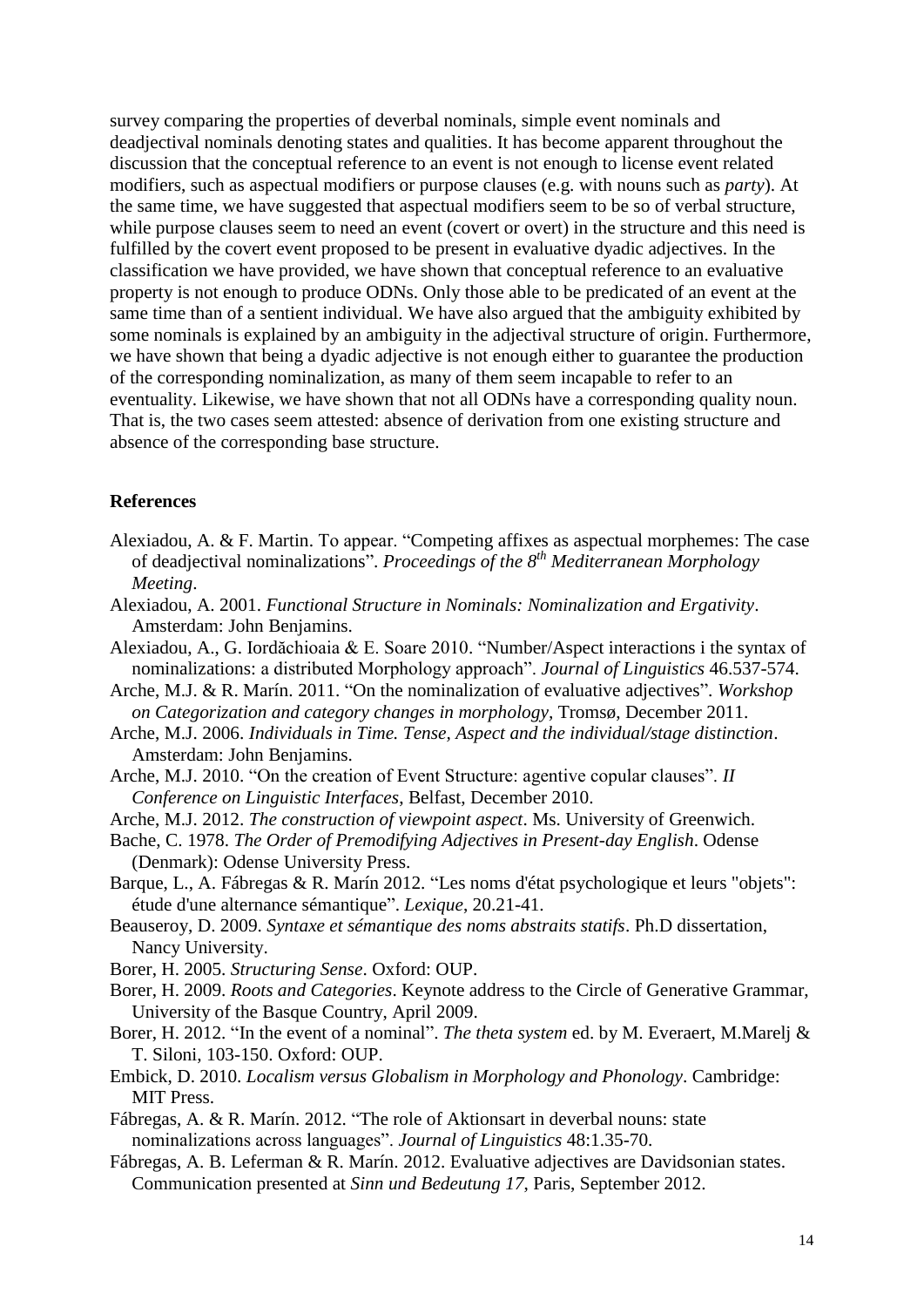survey comparing the properties of deverbal nominals, simple event nominals and deadjectival nominals denoting states and qualities. It has become apparent throughout the discussion that the conceptual reference to an event is not enough to license event related modifiers, such as aspectual modifiers or purpose clauses (e.g. with nouns such as *party*). At the same time, we have suggested that aspectual modifiers seem to be so of verbal structure, while purpose clauses seem to need an event (covert or overt) in the structure and this need is fulfilled by the covert event proposed to be present in evaluative dyadic adjectives. In the classification we have provided, we have shown that conceptual reference to an evaluative property is not enough to produce ODNs. Only those able to be predicated of an event at the same time than of a sentient individual. We have also argued that the ambiguity exhibited by some nominals is explained by an ambiguity in the adjectival structure of origin. Furthermore, we have shown that being a dyadic adjective is not enough either to guarantee the production of the corresponding nominalization, as many of them seem incapable to refer to an eventuality. Likewise, we have shown that not all ODNs have a corresponding quality noun. That is, the two cases seem attested: absence of derivation from one existing structure and absence of the corresponding base structure.

## References

Alexiadou, A. & F. Martin. To appear. "Competing affixes as aspectual morphemes: The case of deadjectival nominalizations". *Proceedings of the 8th Mediterranean Morphology Meeting*.

Alexiadou, A. 2001. *Functional Structure in Nominals: Nominalization and Ergativity*. Amsterdam: John Benjamins.

Alexiadou, A., G. Iordăchioaia & E. Soare 2010. "Number/Aspect interactions i the syntax of nominalizations: a distributed Morphology approach". *Journal of Linguistics* 46.537-574.

Arche, M.J. & R. Marín. 2011. "On the nominalization of evaluative adjectives". *Workshop on Categorization and category changes in morphology*, Tromsø, December 2011.

Arche, M.J. 2006. *Individuals in Time. Tense, Aspect and the individual/stage distinction*. Amsterdam: John Benjamins.

Arche, M.J. 2010. "On the creation of Event Structure: agentive copular clauses". *II Conference on Linguistic Interfaces*, Belfast, December 2010.

Arche, M.J. 2012. *The construction of viewpoint aspect*. Ms. University of Greenwich.

Bache, C. 1978. *The Order of Premodifying Adjectives in Present-day English*. Odense (Denmark): Odense University Press.

Barque, L., A. Fábregas & R. Marín 2012. "Les noms d'état psychologique et leurs "objets": étude d'une alternance sémantique". *Lexique*, 20.21-41.

Beauseroy, D. 2009. *Syntaxe et sémantique des noms abstraits statifs*. Ph.D dissertation, Nancy University.

Borer, H. 2005. *Structuring Sense*. Oxford: OUP.

Borer, H. 2009. *Roots and Categories*. Keynote address to the Circle of Generative Grammar, University of the Basque Country, April 2009.

Borer, H. 2012. "In the event of a nominal". *The theta system* ed. by M. Everaert, M.Marelj & T. Siloni, 103-150. Oxford: OUP.

Embick, D. 2010. *Localism versus Globalism in Morphology and Phonology*. Cambridge: MIT Press.

Fábregas, A. & R. Marín. 2012. "The role of Aktionsart in deverbal nouns: state nominalizations across languages". *Journal of Linguistics* 48:1.35-70.

Fábregas, A. B. Leferman & R. Marín. 2012. Evaluative adjectives are Davidsonian states. Communication presented at *Sinn und Bedeutung 17*, Paris, September 2012.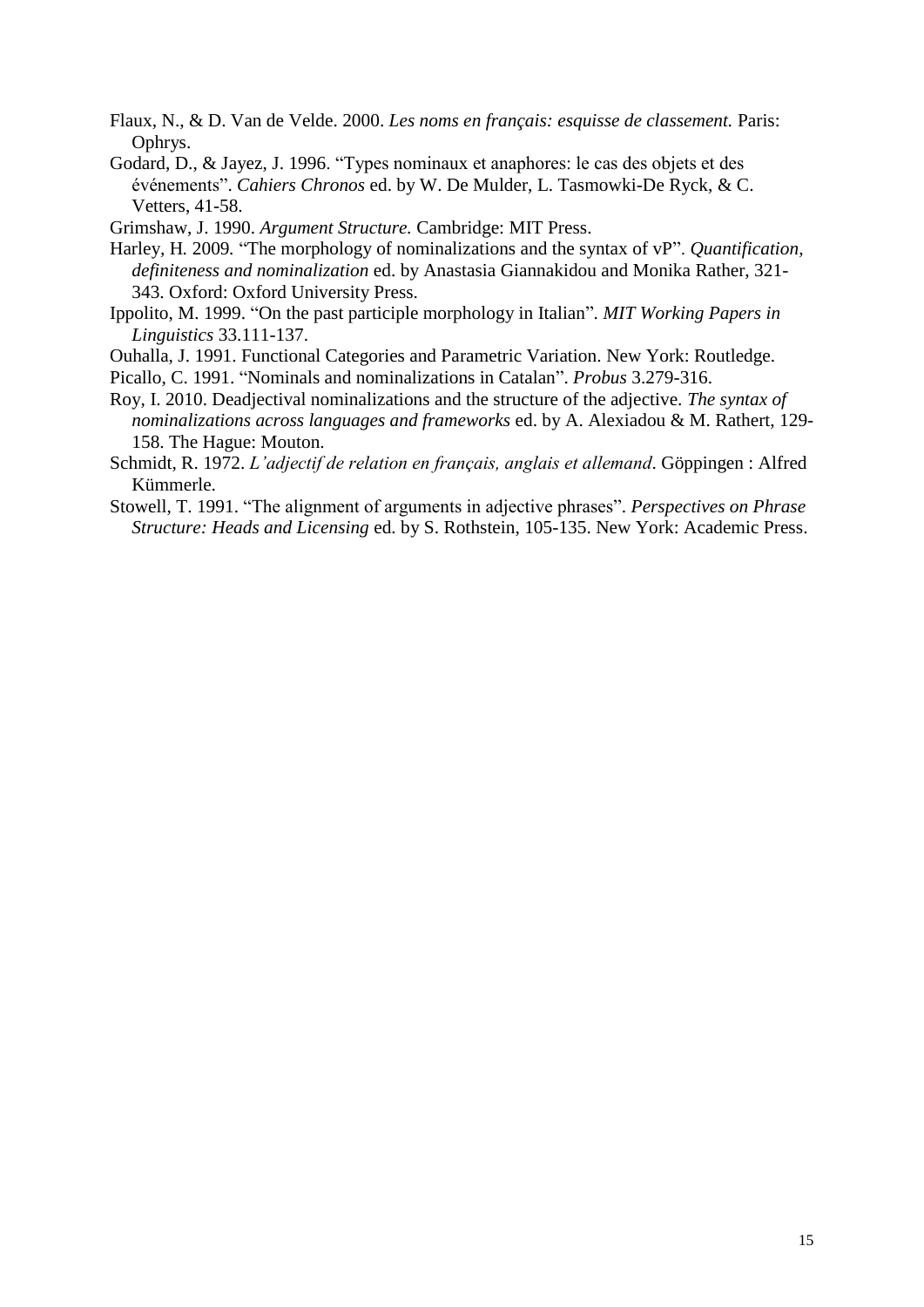Flaux, N., & D. Van de Velde. 2000. *Les noms en français: esquisse de classement.* Paris: Ophrys.

Godard, D., & Jayez, J. 1996. "Types nominaux et anaphores: le cas des objets et des événements". *Cahiers Chronos* ed. by W. De Mulder, L. Tasmowki-De Ryck, & C. Vetters, 41-58.

Grimshaw, J. 1990. *Argument Structure.* Cambridge: MIT Press.

Harley, H. 2009. "The morphology of nominalizations and the syntax of vP". *Quantification, definiteness and nominalization* ed. by Anastasia Giannakidou and Monika Rather, 321-343. Oxford: Oxford University Press.

Ippolito, M. 1999. "On the past participle morphology in Italian". *MIT Working Papers in Linguistics* 33.111-137.

Ouhalla, J. 1991. Functional Categories and Parametric Variation. New York: Routledge.

Picallo, C. 1991. "Nominals and nominalizations in Catalan". *Probus* 3.279-316.

Roy, I. 2010. Deadjectival nominalizations and the structure of the adjective. *The syntax of nominalizations across languages and frameworks* ed. by A. Alexiadou & M. Rathert, 129-158. The Hague: Mouton.

Schmidt, R. 1972. *L'adjectif de relation en français, anglais et allemand*. Göppingen : Alfred Kümmerle.

Stowell, T. 1991. "The alignment of arguments in adjective phrases". *Perspectives on Phrase Structure: Heads and Licensing* ed. by S. Rothstein, 105-135. New York: Academic Press.